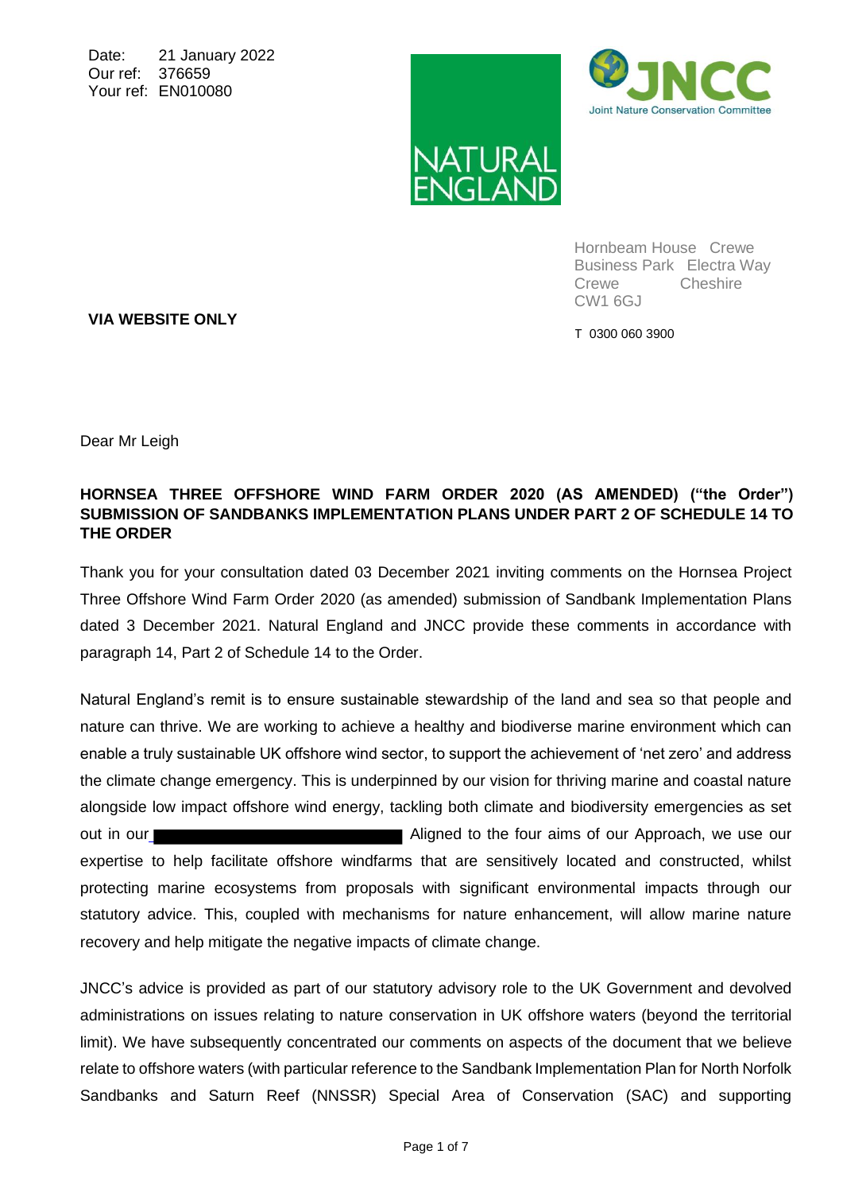Date: 21 January 2022
Our ref: 376659
Your ref: EN010080

NATURAL ENGLAND

JNCC
Joint Nature Conservation Committee

Hornbeam House Crewe Business Park Electra Way Crewe Cheshire CW1 6GJ

T 0300 060 3900

**VIA WEBSITE ONLY**

Dear Mr Leigh

**HORNSEA THREE OFFSHORE WIND FARM ORDER 2020 (AS AMENDED) ("the Order") SUBMISSION OF SANDBANKS IMPLEMENTATION PLANS UNDER PART 2 OF SCHEDULE 14 TO THE ORDER**

Thank you for your consultation dated 03 December 2021 inviting comments on the Hornsea Project Three Offshore Wind Farm Order 2020 (as amended) submission of Sandbank Implementation Plans dated 3 December 2021. Natural England and JNCC provide these comments in accordance with paragraph 14, Part 2 of Schedule 14 to the Order.

Natural England's remit is to ensure sustainable stewardship of the land and sea so that people and nature can thrive. We are working to achieve a healthy and biodiverse marine environment which can enable a truly sustainable UK offshore wind sector, to support the achievement of 'net zero' and address the climate change emergency. This is underpinned by our vision for thriving marine and coastal nature alongside low impact offshore wind energy, tackling both climate and biodiversity emergencies as set out in our [REDACTED] Aligned to the four aims of our Approach, we use our expertise to help facilitate offshore windfarms that are sensitively located and constructed, whilst protecting marine ecosystems from proposals with significant environmental impacts through our statutory advice. This, coupled with mechanisms for nature enhancement, will allow marine nature recovery and help mitigate the negative impacts of climate change.

JNCC's advice is provided as part of our statutory advisory role to the UK Government and devolved administrations on issues relating to nature conservation in UK offshore waters (beyond the territorial limit). We have subsequently concentrated our comments on aspects of the document that we believe relate to offshore waters (with particular reference to the Sandbank Implementation Plan for North Norfolk Sandbanks and Saturn Reef (NNSSR) Special Area of Conservation (SAC) and supporting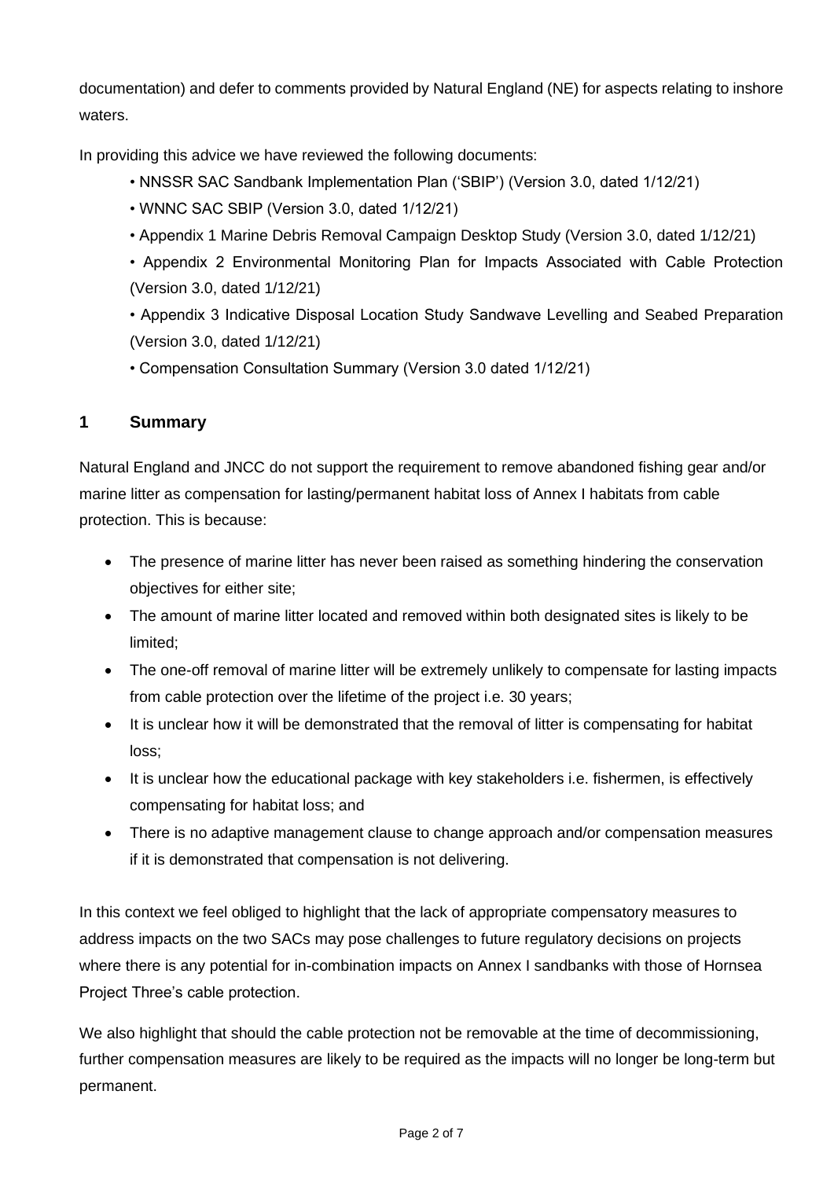documentation) and defer to comments provided by Natural England (NE) for aspects relating to inshore waters.

In providing this advice we have reviewed the following documents:

- NNSSR SAC Sandbank Implementation Plan ('SBIP') (Version 3.0, dated 1/12/21)
- WNNC SAC SBIP (Version 3.0, dated 1/12/21)
- Appendix 1 Marine Debris Removal Campaign Desktop Study (Version 3.0, dated 1/12/21)
- Appendix 2 Environmental Monitoring Plan for Impacts Associated with Cable Protection (Version 3.0, dated 1/12/21)
- Appendix 3 Indicative Disposal Location Study Sandwave Levelling and Seabed Preparation (Version 3.0, dated 1/12/21)
- Compensation Consultation Summary (Version 3.0 dated 1/12/21)

## 1 Summary

Natural England and JNCC do not support the requirement to remove abandoned fishing gear and/or marine litter as compensation for lasting/permanent habitat loss of Annex I habitats from cable protection. This is because:

- The presence of marine litter has never been raised as something hindering the conservation objectives for either site;
- The amount of marine litter located and removed within both designated sites is likely to be limited;
- The one-off removal of marine litter will be extremely unlikely to compensate for lasting impacts from cable protection over the lifetime of the project i.e. 30 years;
- It is unclear how it will be demonstrated that the removal of litter is compensating for habitat loss;
- It is unclear how the educational package with key stakeholders i.e. fishermen, is effectively compensating for habitat loss; and
- There is no adaptive management clause to change approach and/or compensation measures if it is demonstrated that compensation is not delivering.

In this context we feel obliged to highlight that the lack of appropriate compensatory measures to address impacts on the two SACs may pose challenges to future regulatory decisions on projects where there is any potential for in-combination impacts on Annex I sandbanks with those of Hornsea Project Three's cable protection.

We also highlight that should the cable protection not be removable at the time of decommissioning, further compensation measures are likely to be required as the impacts will no longer be long-term but permanent.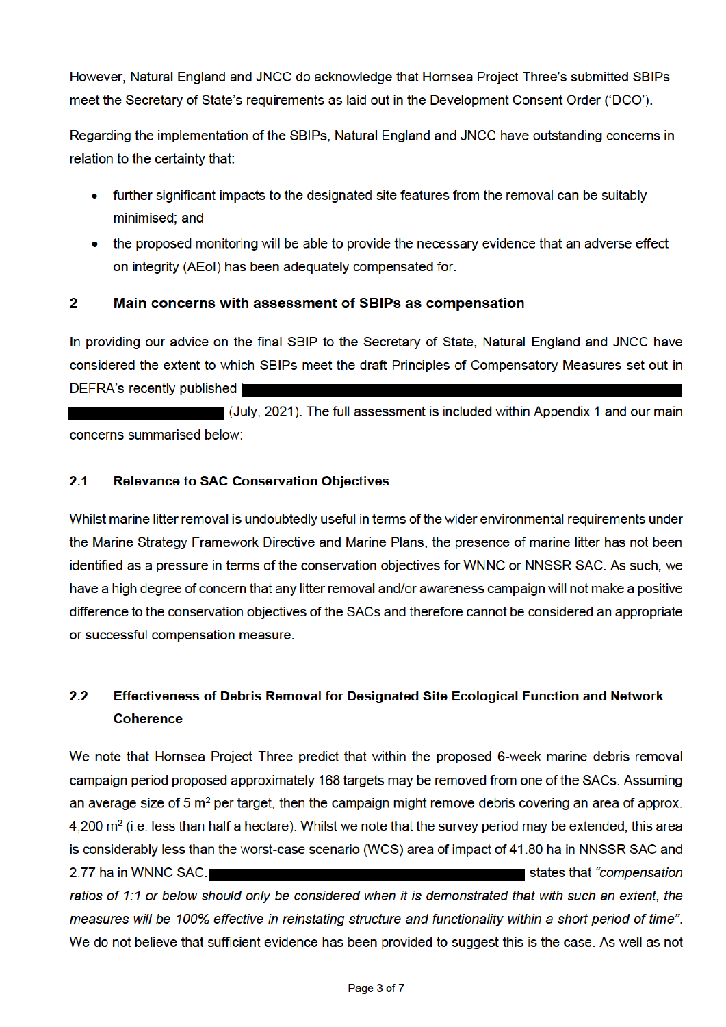However, Natural England and JNCC do acknowledge that Hornsea Project Three's submitted SBIPs meet the Secretary of State's requirements as laid out in the Development Consent Order ('DCO').

Regarding the implementation of the SBIPs, Natural England and JNCC have outstanding concerns in relation to the certainty that:

- further significant impacts to the designated site features from the removal can be suitably minimised; and
- the proposed monitoring will be able to provide the necessary evidence that an adverse effect on integrity (AEoI) has been adequately compensated for.

## 2 Main concerns with assessment of SBIPs as compensation

In providing our advice on the final SBIP to the Secretary of State, Natural England and JNCC have considered the extent to which SBIPs meet the draft Principles of Compensatory Measures set out in DEFRA's recently published ██████████████████████████████ ██████████ (July, 2021). The full assessment is included within Appendix 1 and our main concerns summarised below:

### 2.1 Relevance to SAC Conservation Objectives

Whilst marine litter removal is undoubtedly useful in terms of the wider environmental requirements under the Marine Strategy Framework Directive and Marine Plans, the presence of marine litter has not been identified as a pressure in terms of the conservation objectives for WNNC or NNSSR SAC. As such, we have a high degree of concern that any litter removal and/or awareness campaign will not make a positive difference to the conservation objectives of the SACs and therefore cannot be considered an appropriate or successful compensation measure.

### 2.2 Effectiveness of Debris Removal for Designated Site Ecological Function and Network Coherence

We note that Hornsea Project Three predict that within the proposed 6-week marine debris removal campaign period proposed approximately 168 targets may be removed from one of the SACs. Assuming an average size of 5 m$^2$ per target, then the campaign might remove debris covering an area of approx. 4,200 m$^2$ (i.e. less than half a hectare). Whilst we note that the survey period may be extended, this area is considerably less than the worst-case scenario (WCS) area of impact of 41.80 ha in NNSSR SAC and 2.77 ha in WNNC SAC. ██████████████████████ states that *"compensation ratios of 1:1 or below should only be considered when it is demonstrated that with such an extent, the measures will be 100% effective in reinstating structure and functionality within a short period of time"*. We do not believe that sufficient evidence has been provided to suggest this is the case. As well as not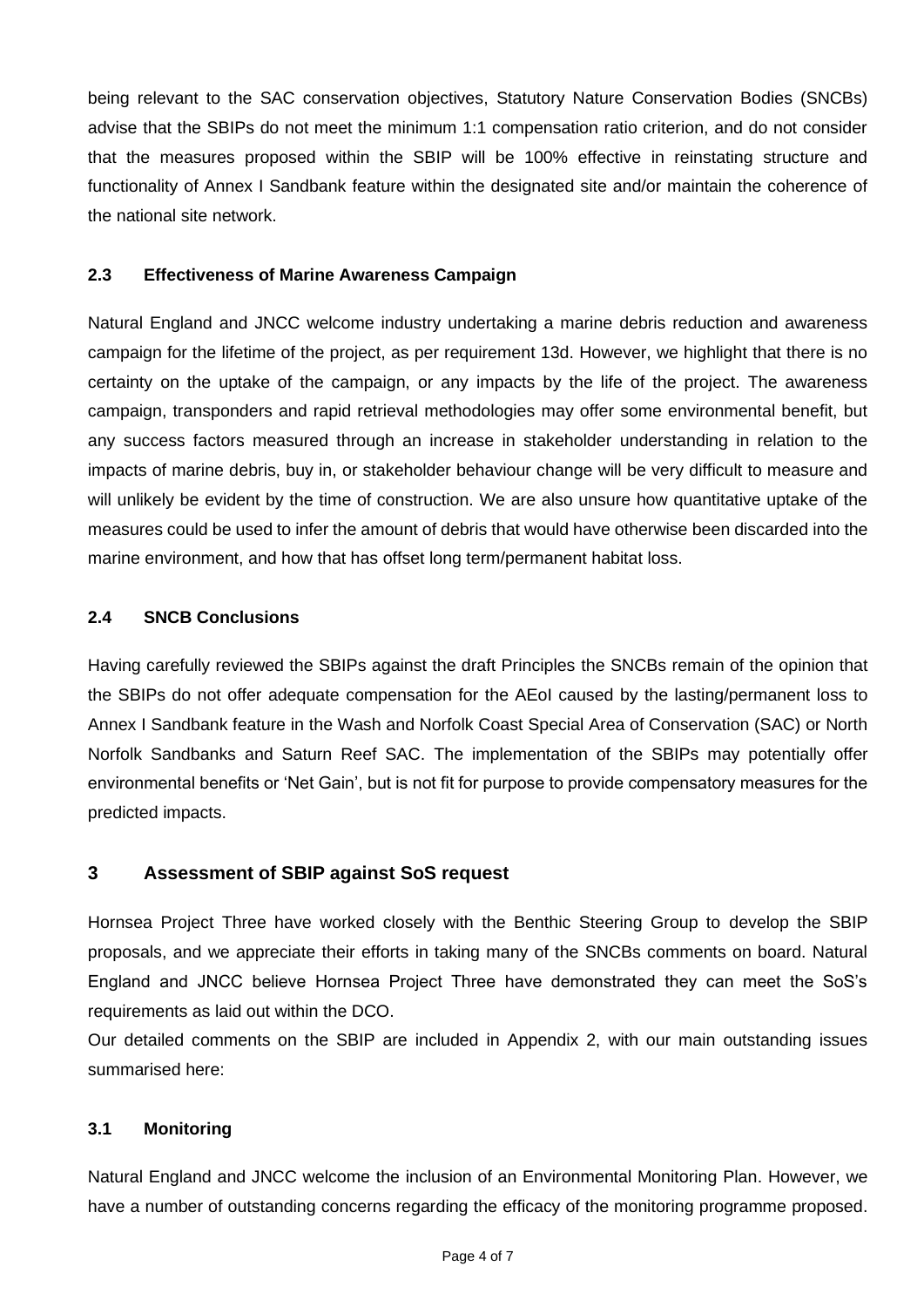being relevant to the SAC conservation objectives, Statutory Nature Conservation Bodies (SNCBs) advise that the SBIPs do not meet the minimum 1:1 compensation ratio criterion, and do not consider that the measures proposed within the SBIP will be 100% effective in reinstating structure and functionality of Annex I Sandbank feature within the designated site and/or maintain the coherence of the national site network.

### 2.3 Effectiveness of Marine Awareness Campaign

Natural England and JNCC welcome industry undertaking a marine debris reduction and awareness campaign for the lifetime of the project, as per requirement 13d. However, we highlight that there is no certainty on the uptake of the campaign, or any impacts by the life of the project. The awareness campaign, transponders and rapid retrieval methodologies may offer some environmental benefit, but any success factors measured through an increase in stakeholder understanding in relation to the impacts of marine debris, buy in, or stakeholder behaviour change will be very difficult to measure and will unlikely be evident by the time of construction. We are also unsure how quantitative uptake of the measures could be used to infer the amount of debris that would have otherwise been discarded into the marine environment, and how that has offset long term/permanent habitat loss.

### 2.4 SNCB Conclusions

Having carefully reviewed the SBIPs against the draft Principles the SNCBs remain of the opinion that the SBIPs do not offer adequate compensation for the AEoI caused by the lasting/permanent loss to Annex I Sandbank feature in the Wash and Norfolk Coast Special Area of Conservation (SAC) or North Norfolk Sandbanks and Saturn Reef SAC. The implementation of the SBIPs may potentially offer environmental benefits or 'Net Gain', but is not fit for purpose to provide compensatory measures for the predicted impacts.

## 3 Assessment of SBIP against SoS request

Hornsea Project Three have worked closely with the Benthic Steering Group to develop the SBIP proposals, and we appreciate their efforts in taking many of the SNCBs comments on board. Natural England and JNCC believe Hornsea Project Three have demonstrated they can meet the SoS's requirements as laid out within the DCO.

Our detailed comments on the SBIP are included in Appendix 2, with our main outstanding issues summarised here:

### 3.1 Monitoring

Natural England and JNCC welcome the inclusion of an Environmental Monitoring Plan. However, we have a number of outstanding concerns regarding the efficacy of the monitoring programme proposed.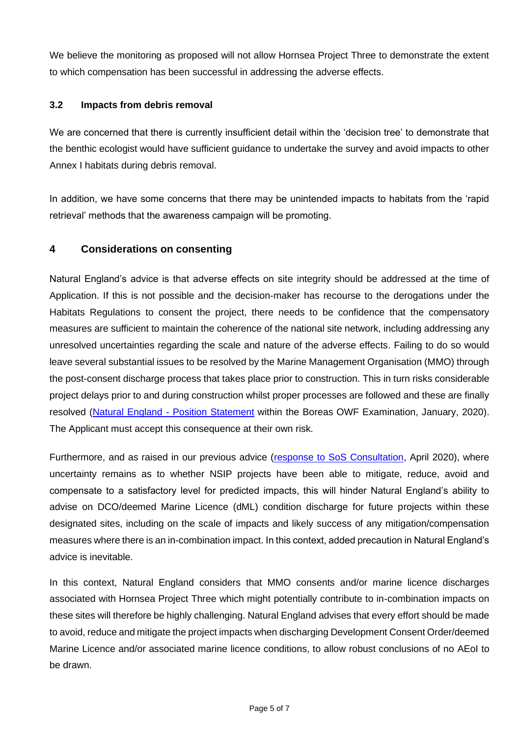We believe the monitoring as proposed will not allow Hornsea Project Three to demonstrate the extent to which compensation has been successful in addressing the adverse effects.

### 3.2 Impacts from debris removal

We are concerned that there is currently insufficient detail within the 'decision tree' to demonstrate that the benthic ecologist would have sufficient guidance to undertake the survey and avoid impacts to other Annex I habitats during debris removal.

In addition, we have some concerns that there may be unintended impacts to habitats from the 'rapid retrieval' methods that the awareness campaign will be promoting.

## 4 Considerations on consenting

Natural England's advice is that adverse effects on site integrity should be addressed at the time of Application. If this is not possible and the decision-maker has recourse to the derogations under the Habitats Regulations to consent the project, there needs to be confidence that the compensatory measures are sufficient to maintain the coherence of the national site network, including addressing any unresolved uncertainties regarding the scale and nature of the adverse effects. Failing to do so would leave several substantial issues to be resolved by the Marine Management Organisation (MMO) through the post-consent discharge process that takes place prior to construction. This in turn risks considerable project delays prior to and during construction whilst proper processes are followed and these are finally resolved (Natural England - Position Statement within the Boreas OWF Examination, January, 2020). The Applicant must accept this consequence at their own risk.

Furthermore, and as raised in our previous advice (response to SoS Consultation, April 2020), where uncertainty remains as to whether NSIP projects have been able to mitigate, reduce, avoid and compensate to a satisfactory level for predicted impacts, this will hinder Natural England's ability to advise on DCO/deemed Marine Licence (dML) condition discharge for future projects within these designated sites, including on the scale of impacts and likely success of any mitigation/compensation measures where there is an in-combination impact. In this context, added precaution in Natural England's advice is inevitable.

In this context, Natural England considers that MMO consents and/or marine licence discharges associated with Hornsea Project Three which might potentially contribute to in-combination impacts on these sites will therefore be highly challenging. Natural England advises that every effort should be made to avoid, reduce and mitigate the project impacts when discharging Development Consent Order/deemed Marine Licence and/or associated marine licence conditions, to allow robust conclusions of no AEoI to be drawn.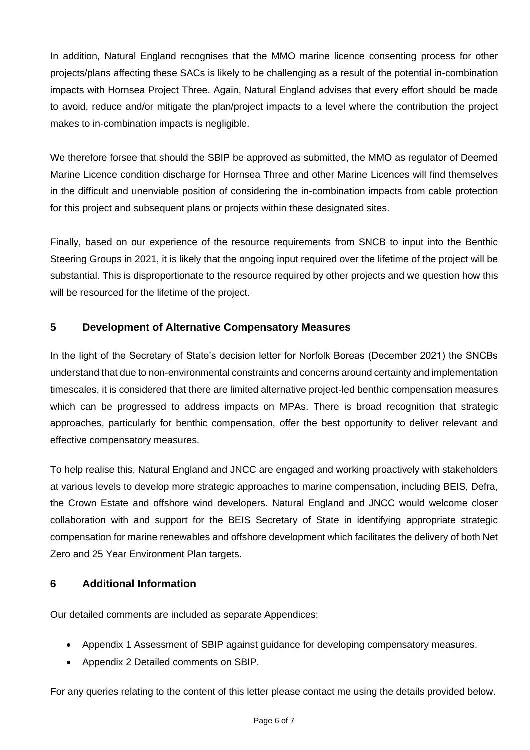In addition, Natural England recognises that the MMO marine licence consenting process for other projects/plans affecting these SACs is likely to be challenging as a result of the potential in-combination impacts with Hornsea Project Three. Again, Natural England advises that every effort should be made to avoid, reduce and/or mitigate the plan/project impacts to a level where the contribution the project makes to in-combination impacts is negligible.

We therefore forsee that should the SBIP be approved as submitted, the MMO as regulator of Deemed Marine Licence condition discharge for Hornsea Three and other Marine Licences will find themselves in the difficult and unenviable position of considering the in-combination impacts from cable protection for this project and subsequent plans or projects within these designated sites.

Finally, based on our experience of the resource requirements from SNCB to input into the Benthic Steering Groups in 2021, it is likely that the ongoing input required over the lifetime of the project will be substantial. This is disproportionate to the resource required by other projects and we question how this will be resourced for the lifetime of the project.

## 5 Development of Alternative Compensatory Measures

In the light of the Secretary of State's decision letter for Norfolk Boreas (December 2021) the SNCBs understand that due to non-environmental constraints and concerns around certainty and implementation timescales, it is considered that there are limited alternative project-led benthic compensation measures which can be progressed to address impacts on MPAs. There is broad recognition that strategic approaches, particularly for benthic compensation, offer the best opportunity to deliver relevant and effective compensatory measures.

To help realise this, Natural England and JNCC are engaged and working proactively with stakeholders at various levels to develop more strategic approaches to marine compensation, including BEIS, Defra, the Crown Estate and offshore wind developers. Natural England and JNCC would welcome closer collaboration with and support for the BEIS Secretary of State in identifying appropriate strategic compensation for marine renewables and offshore development which facilitates the delivery of both Net Zero and 25 Year Environment Plan targets.

## 6 Additional Information

Our detailed comments are included as separate Appendices:

- Appendix 1 Assessment of SBIP against guidance for developing compensatory measures.
- Appendix 2 Detailed comments on SBIP.

For any queries relating to the content of this letter please contact me using the details provided below.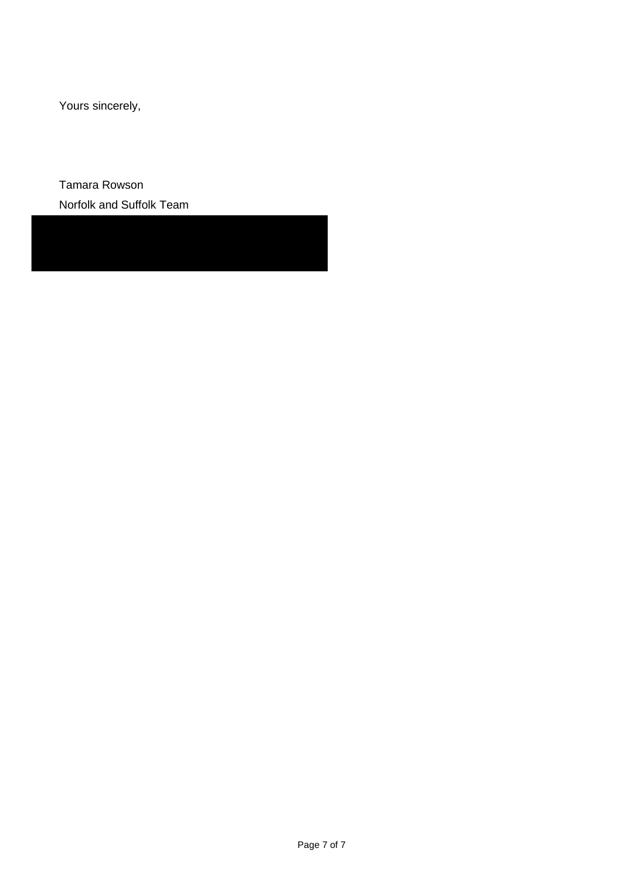Yours sincerely,

Tamara Rowson

Norfolk and Suffolk Team